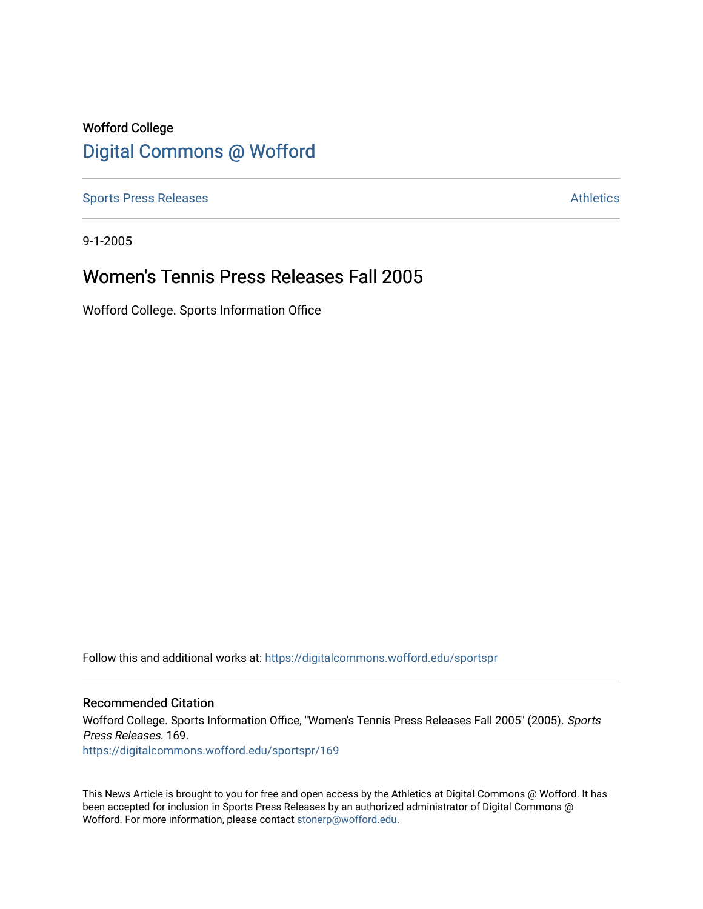Wofford College

# Digital Commons @ Wofford

Sports Press Releases | Athletics

9-1-2005

## Women's Tennis Press Releases Fall 2005

Wofford College. Sports Information Office

Follow this and additional works at: https://digitalcommons.wofford.edu/sportspr

### Recommended Citation

Wofford College. Sports Information Office, "Women's Tennis Press Releases Fall 2005" (2005). *Sports Press Releases*. 169.
https://digitalcommons.wofford.edu/sportspr/169

This News Article is brought to you for free and open access by the Athletics at Digital Commons @ Wofford. It has been accepted for inclusion in Sports Press Releases by an authorized administrator of Digital Commons @ Wofford. For more information, please contact stonerp@wofford.edu.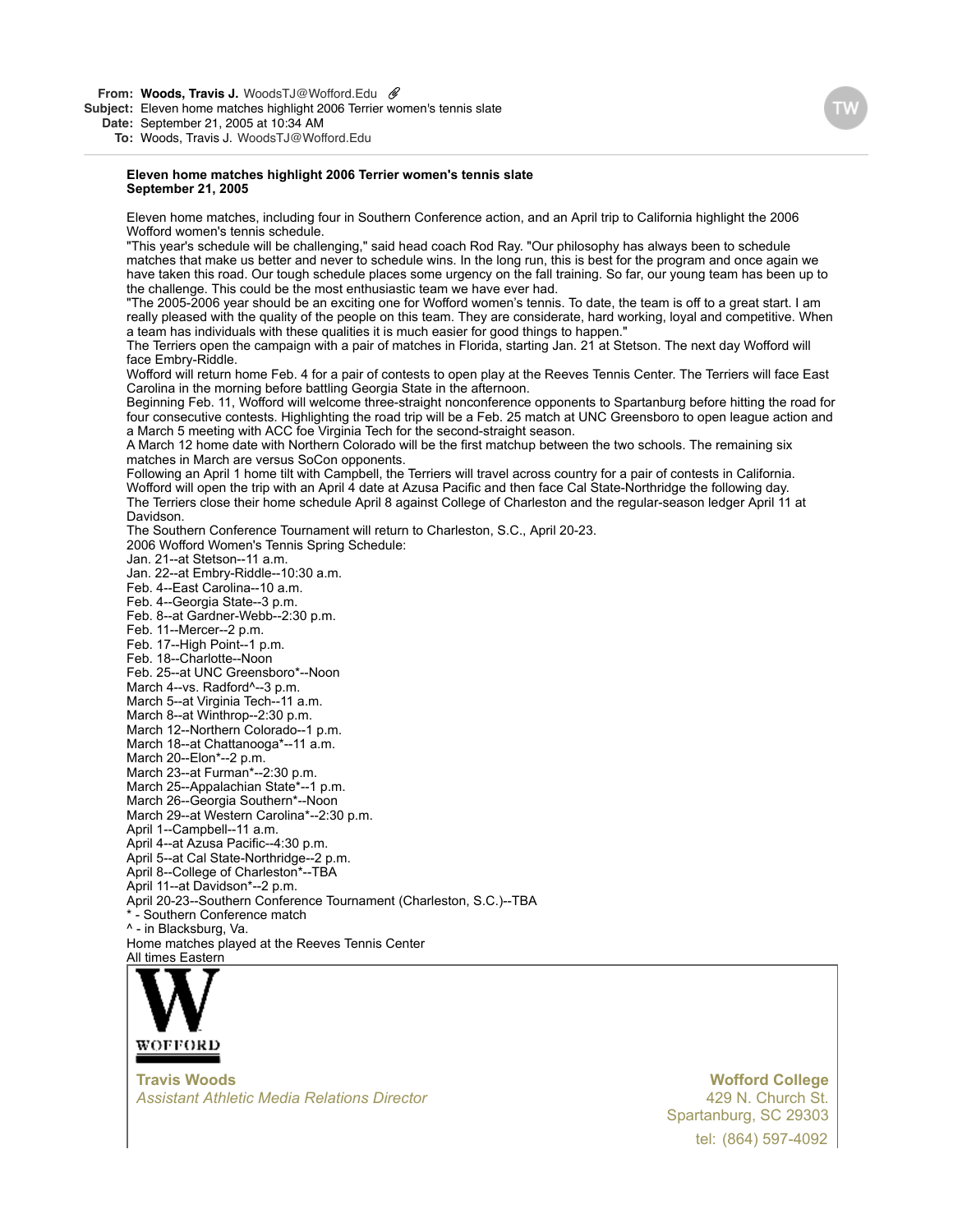**From:** **Woods, Travis J.** WoodsTJ@Wofford.Edu
**Subject:** Eleven home matches highlight 2006 Terrier women's tennis slate
**Date:** September 21, 2005 at 10:34 AM
**To:** Woods, Travis J. WoodsTJ@Wofford.Edu

**Eleven home matches highlight 2006 Terrier women's tennis slate**
**September 21, 2005**

Eleven home matches, including four in Southern Conference action, and an April trip to California highlight the 2006 Wofford women's tennis schedule.

"This year's schedule will be challenging," said head coach Rod Ray. "Our philosophy has always been to schedule matches that make us better and never to schedule wins. In the long run, this is best for the program and once again we have taken this road. Our tough schedule places some urgency on the fall training. So far, our young team has been up to the challenge. This could be the most enthusiastic team we have ever had.

"The 2005-2006 year should be an exciting one for Wofford women's tennis. To date, the team is off to a great start. I am really pleased with the quality of the people on this team. They are considerate, hard working, loyal and competitive. When a team has individuals with these qualities it is much easier for good things to happen."

The Terriers open the campaign with a pair of matches in Florida, starting Jan. 21 at Stetson. The next day Wofford will face Embry-Riddle.

Wofford will return home Feb. 4 for a pair of contests to open play at the Reeves Tennis Center. The Terriers will face East Carolina in the morning before battling Georgia State in the afternoon.

Beginning Feb. 11, Wofford will welcome three-straight nonconference opponents to Spartanburg before hitting the road for four consecutive contests. Highlighting the road trip will be a Feb. 25 match at UNC Greensboro to open league action and a March 5 meeting with ACC foe Virginia Tech for the second-straight season.

A March 12 home date with Northern Colorado will be the first matchup between the two schools. The remaining six matches in March are versus SoCon opponents.

Following an April 1 home tilt with Campbell, the Terriers will travel across country for a pair of contests in California. Wofford will open the trip with an April 4 date at Azusa Pacific and then face Cal State-Northridge the following day.

The Terriers close their home schedule April 8 against College of Charleston and the regular-season ledger April 11 at Davidson.

The Southern Conference Tournament will return to Charleston, S.C., April 20-23.

2006 Wofford Women's Tennis Spring Schedule:

Jan. 21--at Stetson--11 a.m.
Jan. 22--at Embry-Riddle--10:30 a.m.
Feb. 4--East Carolina--10 a.m.
Feb. 4--Georgia State--3 p.m.
Feb. 8--at Gardner-Webb--2:30 p.m.
Feb. 11--Mercer--2 p.m.
Feb. 17--High Point--1 p.m.
Feb. 18--Charlotte--Noon
Feb. 25--at UNC Greensboro*--Noon
March 4--vs. Radford^--3 p.m.
March 5--at Virginia Tech--11 a.m.
March 8--at Winthrop--2:30 p.m.
March 12--Northern Colorado--1 p.m.
March 18--at Chattanooga*--11 a.m.
March 20--Elon*--2 p.m.
March 23--at Furman*--2:30 p.m.
March 25--Appalachian State*--1 p.m.
March 26--Georgia Southern*--Noon
March 29--at Western Carolina*--2:30 p.m.
April 1--Campbell--11 a.m.
April 4--at Azusa Pacific--4:30 p.m.
April 5--at Cal State-Northridge--2 p.m.
April 8--College of Charleston*--TBA
April 11--at Davidson*--2 p.m.
April 20-23--Southern Conference Tournament (Charleston, S.C.)--TBA
* - Southern Conference match
^ - in Blacksburg, Va.
Home matches played at the Reeves Tennis Center
All times Eastern

WOFFORD

**Travis Woods**
*Assistant Athletic Media Relations Director*

**Wofford College**
429 N. Church St.
Spartanburg, SC 29303
tel: (864) 597-4092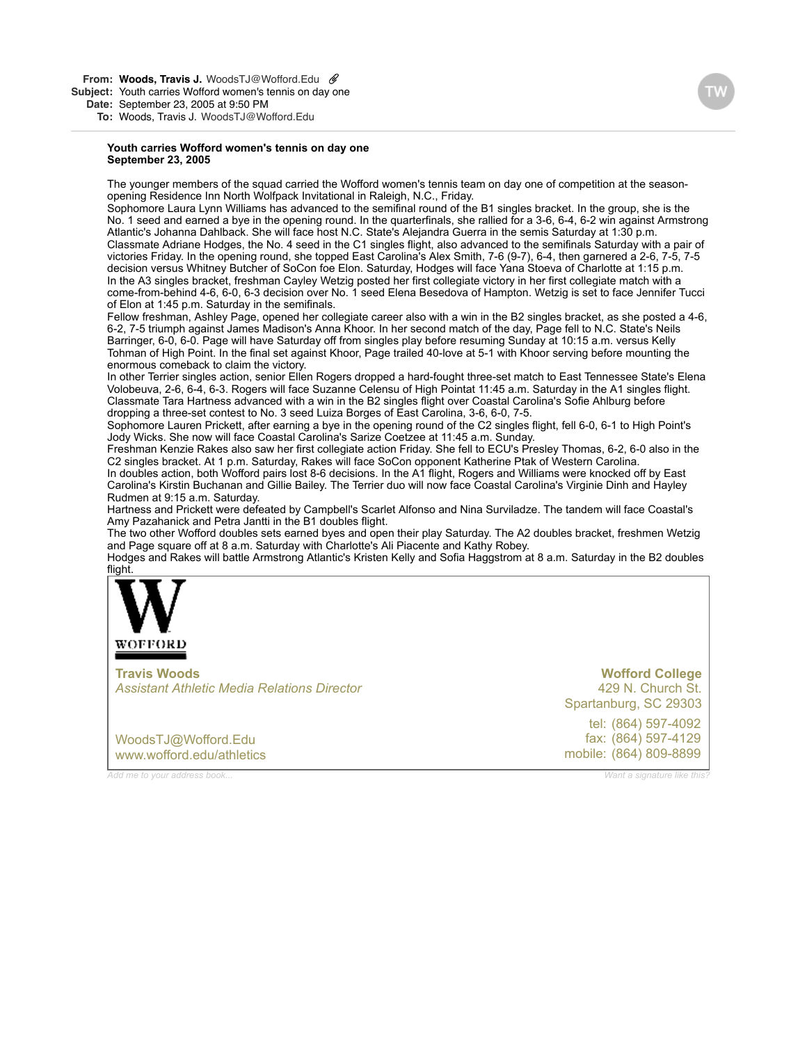**From:** **Woods, Travis J.** WoodsTJ@Wofford.Edu
**Subject:** Youth carries Wofford women's tennis on day one
**Date:** September 23, 2005 at 9:50 PM
**To:** Woods, Travis J. WoodsTJ@Wofford.Edu

**Youth carries Wofford women's tennis on day one**
**September 23, 2005**

The younger members of the squad carried the Wofford women's tennis team on day one of competition at the season-opening Residence Inn North Wolfpack Invitational in Raleigh, N.C., Friday.

Sophomore Laura Lynn Williams has advanced to the semifinal round of the B1 singles bracket. In the group, she is the No. 1 seed and earned a bye in the opening round. In the quarterfinals, she rallied for a 3-6, 6-4, 6-2 win against Armstrong Atlantic's Johanna Dahlback. She will face host N.C. State's Alejandra Guerra in the semis Saturday at 1:30 p.m.

Classmate Adriane Hodges, the No. 4 seed in the C1 singles flight, also advanced to the semifinals Saturday with a pair of victories Friday. In the opening round, she topped East Carolina's Alex Smith, 7-6 (9-7), 6-4, then garnered a 2-6, 7-5, 7-5 decision versus Whitney Butcher of SoCon foe Elon. Saturday, Hodges will face Yana Stoeva of Charlotte at 1:15 p.m.

In the A3 singles bracket, freshman Cayley Wetzig posted her first collegiate victory in her first collegiate match with a come-from-behind 4-6, 6-0, 6-3 decision over No. 1 seed Elena Besedova of Hampton. Wetzig is set to face Jennifer Tucci of Elon at 1:45 p.m. Saturday in the semifinals.

Fellow freshman, Ashley Page, opened her collegiate career also with a win in the B2 singles bracket, as she posted a 4-6, 6-2, 7-5 triumph against James Madison's Anna Khoor. In her second match of the day, Page fell to N.C. State's Neils Barringer, 6-0, 6-0. Page will have Saturday off from singles play before resuming Sunday at 10:15 a.m. versus Kelly Tohman of High Point. In the final set against Khoor, Page trailed 40-love at 5-1 with Khoor serving before mounting the enormous comeback to claim the victory.

In other Terrier singles action, senior Ellen Rogers dropped a hard-fought three-set match to East Tennessee State's Elena Volobeuva, 2-6, 6-4, 6-3. Rogers will face Suzanne Celensu of High Pointat 11:45 a.m. Saturday in the A1 singles flight.

Classmate Tara Hartness advanced with a win in the B2 singles flight over Coastal Carolina's Sofie Ahlburg before dropping a three-set contest to No. 3 seed Luiza Borges of East Carolina, 3-6, 6-0, 7-5.

Sophomore Lauren Prickett, after earning a bye in the opening round of the C2 singles flight, fell 6-0, 6-1 to High Point's Jody Wicks. She now will face Coastal Carolina's Sarize Coetzee at 11:45 a.m. Sunday.

Freshman Kenzie Rakes also saw her first collegiate action Friday. She fell to ECU's Presley Thomas, 6-2, 6-0 also in the C2 singles bracket. At 1 p.m. Saturday, Rakes will face SoCon opponent Katherine Ptak of Western Carolina.

In doubles action, both Wofford pairs lost 8-6 decisions. In the A1 flight, Rogers and Williams were knocked off by East Carolina's Kirstin Buchanan and Gillie Bailey. The Terrier duo will now face Coastal Carolina's Virginie Dinh and Hayley Rudmen at 9:15 a.m. Saturday.

Hartness and Prickett were defeated by Campbell's Scarlet Alfonso and Nina Surviladze. The tandem will face Coastal's Amy Pazahanick and Petra Jantti in the B1 doubles flight.

The two other Wofford doubles sets earned byes and open their play Saturday. The A2 doubles bracket, freshmen Wetzig and Page square off at 8 a.m. Saturday with Charlotte's Ali Piacente and Kathy Robey.

Hodges and Rakes will battle Armstrong Atlantic's Kristen Kelly and Sofia Haggstrom at 8 a.m. Saturday in the B2 doubles flight.

WOFFORD

**Travis Woods**
*Assistant Athletic Media Relations Director*

WoodsTJ@Wofford.Edu
www.wofford.edu/athletics

**Wofford College**
429 N. Church St.
Spartanburg, SC 29303

tel: (864) 597-4092
fax: (864) 597-4129
mobile: (864) 809-8899

*Add me to your address book...*
*Want a signature like this?*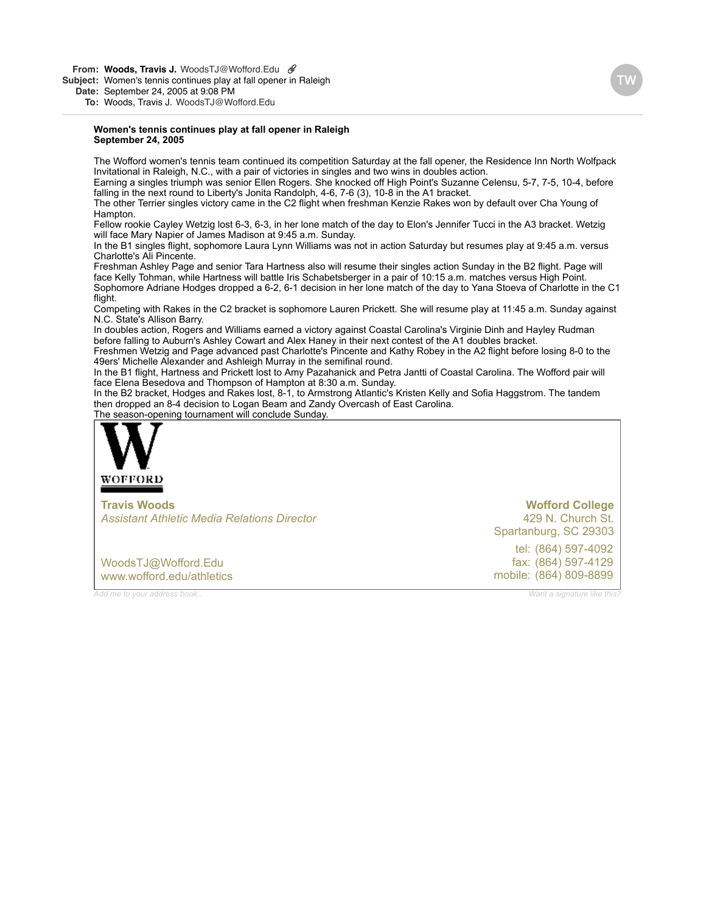**From:** **Woods, Travis J.** WoodsTJ@Wofford.Edu
**Subject:** Women's tennis continues play at fall opener in Raleigh
**Date:** September 24, 2005 at 9:08 PM
**To:** Woods, Travis J. WoodsTJ@Wofford.Edu

**Women's tennis continues play at fall opener in Raleigh**
**September 24, 2005**

The Wofford women's tennis team continued its competition Saturday at the fall opener, the Residence Inn North Wolfpack Invitational in Raleigh, N.C., with a pair of victories in singles and two wins in doubles action.

Earning a singles triumph was senior Ellen Rogers. She knocked off High Point's Suzanne Celensu, 5-7, 7-5, 10-4, before falling in the next round to Liberty's Jonita Randolph, 4-6, 7-6 (3), 10-8 in the A1 bracket.

The other Terrier singles victory came in the C2 flight when freshman Kenzie Rakes won by default over Cha Young of Hampton.

Fellow rookie Cayley Wetzig lost 6-3, 6-3, in her lone match of the day to Elon's Jennifer Tucci in the A3 bracket. Wetzig will face Mary Napier of James Madison at 9:45 a.m. Sunday.

In the B1 singles flight, sophomore Laura Lynn Williams was not in action Saturday but resumes play at 9:45 a.m. versus Charlotte's Ali Pincente.

Freshman Ashley Page and senior Tara Hartness also will resume their singles action Sunday in the B2 flight. Page will face Kelly Tohman, while Hartness will battle Iris Schabetsberger in a pair of 10:15 a.m. matches versus High Point.

Sophomore Adriane Hodges dropped a 6-2, 6-1 decision in her lone match of the day to Yana Stoeva of Charlotte in the C1 flight.

Competing with Rakes in the C2 bracket is sophomore Lauren Prickett. She will resume play at 11:45 a.m. Sunday against N.C. State's Allison Barry.

In doubles action, Rogers and Williams earned a victory against Coastal Carolina's Virginie Dinh and Hayley Rudman before falling to Auburn's Ashley Cowart and Alex Haney in their next contest of the A1 doubles bracket.

Freshmen Wetzig and Page advanced past Charlotte's Pincente and Kathy Robey in the A2 flight before losing 8-0 to the 49ers' Michelle Alexander and Ashleigh Murray in the semifinal round.

In the B1 flight, Hartness and Prickett lost to Amy Pazahanick and Petra Jantti of Coastal Carolina. The Wofford pair will face Elena Besedova and Thompson of Hampton at 8:30 a.m. Sunday.

In the B2 bracket, Hodges and Rakes lost, 8-1, to Armstrong Atlantic's Kristen Kelly and Sofia Haggstrom. The tandem then dropped an 8-4 decision to Logan Beam and Zandy Overcash of East Carolina.

The season-opening tournament will conclude Sunday.

W
WOFFORD

**Travis Woods**
*Assistant Athletic Media Relations Director*

WoodsTJ@Wofford.Edu
www.wofford.edu/athletics

**Wofford College**
429 N. Church St.
Spartanburg, SC 29303

tel: (864) 597-4092
fax: (864) 597-4129
mobile: (864) 809-8899

Add me to your address book... Want a signature like this?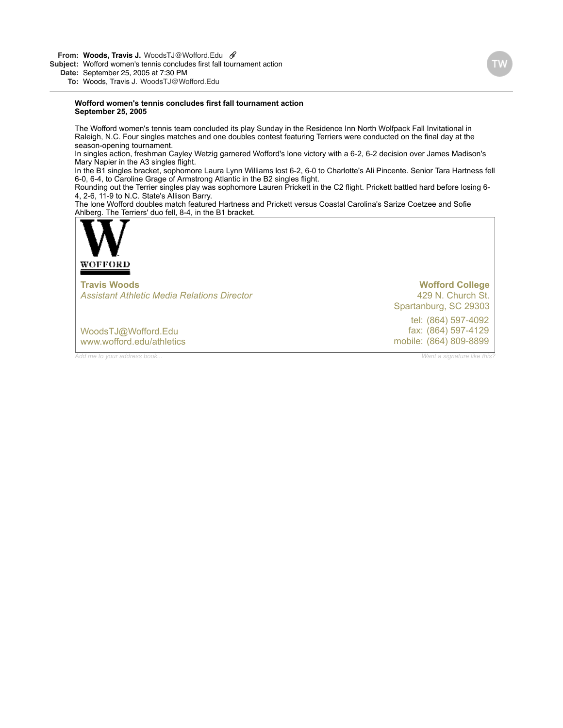**From:** **Woods, Travis J.** WoodsTJ@Wofford.Edu
**Subject:** Wofford women's tennis concludes first fall tournament action
**Date:** September 25, 2005 at 7:30 PM
**To:** Woods, Travis J. WoodsTJ@Wofford.Edu

**Wofford women's tennis concludes first fall tournament action**
**September 25, 2005**

The Wofford women's tennis team concluded its play Sunday in the Residence Inn North Wolfpack Fall Invitational in Raleigh, N.C. Four singles matches and one doubles contest featuring Terriers were conducted on the final day at the season-opening tournament.

In singles action, freshman Cayley Wetzig garnered Wofford's lone victory with a 6-2, 6-2 decision over James Madison's Mary Napier in the A3 singles flight.

In the B1 singles bracket, sophomore Laura Lynn Williams lost 6-2, 6-0 to Charlotte's Ali Pincente. Senior Tara Hartness fell 6-0, 6-4, to Caroline Grage of Armstrong Atlantic in the B2 singles flight.

Rounding out the Terrier singles play was sophomore Lauren Prickett in the C2 flight. Prickett battled hard before losing 6-4, 2-6, 11-9 to N.C. State's Allison Barry.

The lone Wofford doubles match featured Hartness and Prickett versus Coastal Carolina's Sarize Coetzee and Sofie Ahlberg. The Terriers' duo fell, 8-4, in the B1 bracket.

WOFFORD

**Travis Woods**
*Assistant Athletic Media Relations Director*

WoodsTJ@Wofford.Edu
www.wofford.edu/athletics

**Wofford College**
429 N. Church St.
Spartanburg, SC 29303

tel: (864) 597-4092
fax: (864) 597-4129
mobile: (864) 809-8899

*Add me to your address book...*

*Want a signature like this?*